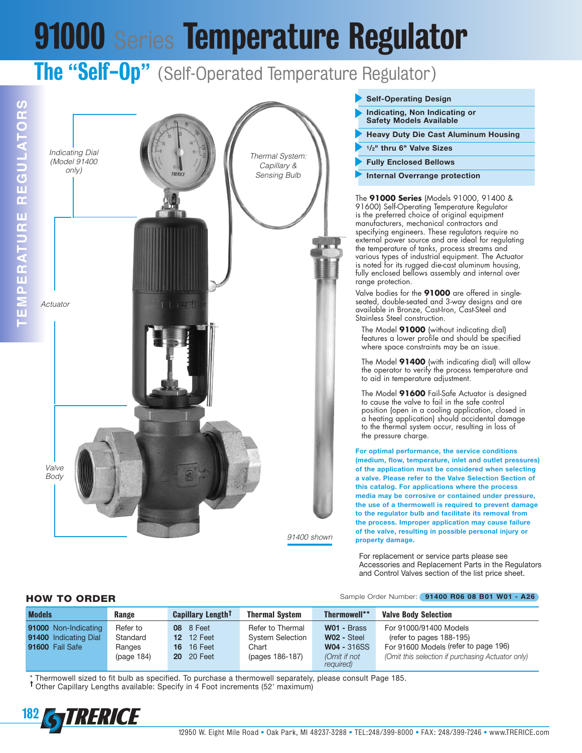# 91000 Series Temperature Regulator

## The "Self-Op" (Self-Operated Temperature Regulator)

Indicating Dial (Model 91400 only)

Thermal System: Capillary & Sensing Bulb

Actuator

Valve Body

*91400 shown*

- Self-Operating Design
- Indicating, Non Indicating or Safety Models Available
- Heavy Duty Die Cast Aluminum Housing
- 1/2" thru 6" Valve Sizes
- Fully Enclosed Bellows
- Internal Overrange protection

The **91000 Series** (Models 91000, 91400 & 91600) Self-Operating Temperature Regulator is the preferred choice of original equipment manufacturers, mechanical contractors and specifying engineers. These regulators require no external power source and are ideal for regulating the temperature of tanks, process streams and various types of industrial equipment. The Actuator is noted for its rugged die-cast aluminum housing, fully enclosed bellows assembly and internal over range protection.

Valve bodies for the **91000** are offered in single-seated, double-seated and 3-way designs and are available in Bronze, Cast-Iron, Cast-Steel and Stainless Steel construction.

The Model **91000** (without indicating dial) features a lower profile and should be specified where space constraints may be an issue.

The Model **91400** (with indicating dial) will allow the operator to verify the process temperature and to aid in temperature adjustment.

The Model **91600** Fail-Safe Actuator is designed to cause the valve to fail in the safe control position (open in a cooling application, closed in a heating application) should accidental damage to the thermal system occur, resulting in loss of the pressure charge.

**For optimal performance, the service conditions (medium, flow, temperature, inlet and outlet pressures) of the application must be considered when selecting a valve. Please refer to the Valve Selection Section of this catalog. For applications where the process media may be corrosive or contained under pressure, the use of a thermowell is required to prevent damage to the regulator bulb and facilitate its removal from the process. Improper application may cause failure of the valve, resulting in possible personal injury or property damage.**

For replacement or service parts please see Accessories and Replacement Parts in the Regulators and Control Valves section of the list price sheet.

### HOW TO ORDER

Sample Order Number: **91400 R06 08 B01 W01 - A26**

| Models | Range | Capillary Length† | Thermal System | Thermowell** | Valve Body Selection |
|---|---|---|---|---|---|
| **91000** Non-Indicating<br>**91400** Indicating Dial<br>**91600** Fail Safe | Refer to Standard Ranges (page 184) | **08** 8 Feet<br>**12** 12 Feet<br>**16** 16 Feet<br>**20** 20 Feet | Refer to Thermal System Selection Chart (pages 186-187) | **W01** - Brass<br>**W02** - Steel<br>**W04** - 316SS<br>*(Omit if not required)* | For 91000/91400 Models (refer to pages 188-195)<br>For 91600 Models (refer to page 196)<br>*(Omit this selection if purchasing Actuator only)* |

\* Thermowell sized to fit bulb as specified. To purchase a thermowell separately, please consult Page 185.

† Other Capillary Lengths available: Specify in 4 Foot increments (52' maximum)

12950 W. Eight Mile Road • Oak Park, MI 48237-3288 • TEL:248/399-8000 • FAX: 248/399-7246 • www.TRERICE.com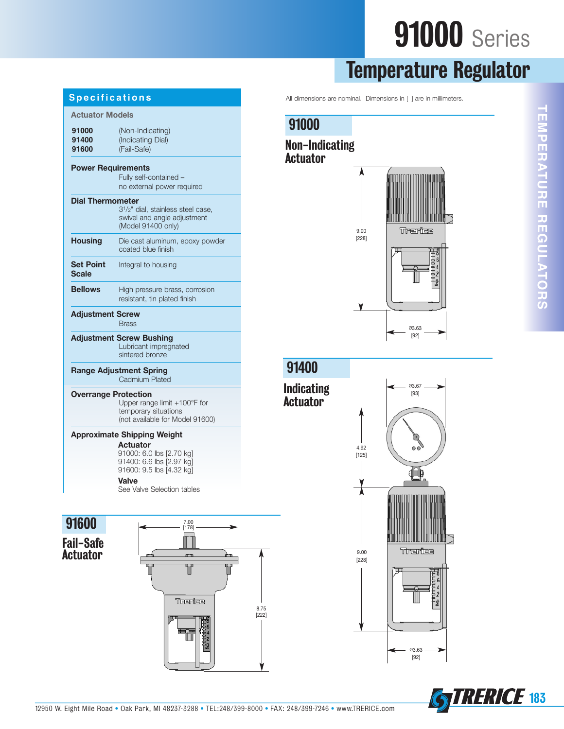# 91000 Series

# Temperature Regulator

## Specifications

**Actuator Models**

| | |
|---|---|
| **91000** | (Non-Indicating) |
| **91400** | (Indicating Dial) |
| **91600** | (Fail-Safe) |

**Power Requirements**
Fully self-contained – no external power required

**Dial Thermometer**
3½" dial, stainless steel case, swivel and angle adjustment (Model 91400 only)

**Housing**
Die cast aluminum, epoxy powder coated blue finish

**Set Point Scale**
Integral to housing

**Bellows**
High pressure brass, corrosion resistant, tin plated finish

**Adjustment Screw**
Brass

**Adjustment Screw Bushing**
Lubricant impregnated sintered bronze

**Range Adjustment Spring**
Cadmium Plated

**Overrange Protection**
Upper range limit +100°F for temporary situations (not available for Model 91600)

**Approximate Shipping Weight**

**Actuator**
91000: 6.0 lbs [2.70 kg]
91400: 6.6 lbs [2.97 kg]
91600: 9.5 lbs [4.32 kg]

**Valve**
See Valve Selection tables

All dimensions are nominal. Dimensions in [ ] are in millimeters.

## 91000

### Non-Indicating Actuator

9.00 [228]

Ø3.63 [92]

## 91400

### Indicating Actuator

Ø3.67 [93]

4.92 [125]

9.00 [228]

Ø3.63 [92]

## 91600

### Fail-Safe Actuator

7.00 [178]

8.75 [222]

12950 W. Eight Mile Road • Oak Park, MI 48237-3288 • TEL:248/399-8000 • FAX: 248/399-7246 • www.TRERICE.com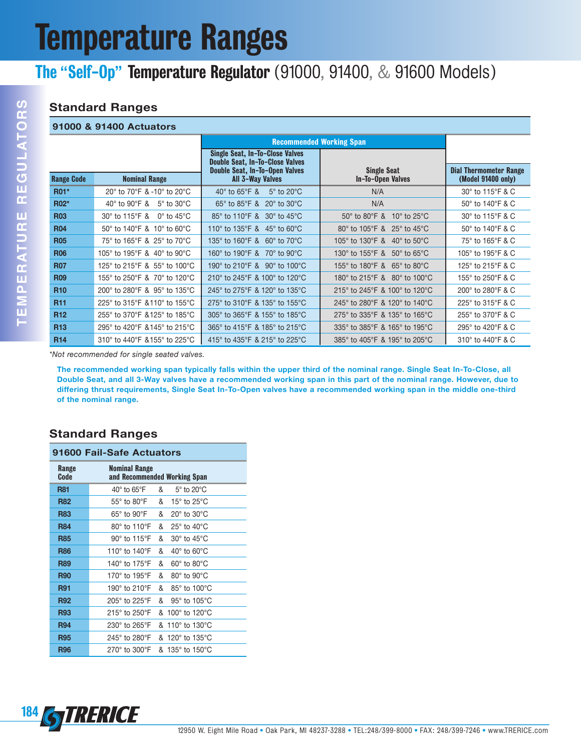# Temperature Ranges

## The "Self-Op" Temperature Regulator (91000, 91400, & 91600 Models)

### Standard Ranges

**91000 & 91400 Actuators**

| Range Code | Nominal Range | Recommended Working Span: Single Seat, In-To-Close Valves; Double Seat, In-To-Close Valves; Double Seat, In-To-Open Valves; All 3-Way Valves | Recommended Working Span: Single Seat In-To-Open Valves | Dial Thermometer Range (Model 91400 only) |
|---|---|---|---|---|
| R01* | 20° to 70°F & -10° to 20°C | 40° to 65°F & 5° to 20°C | N/A | 30° to 115°F & C |
| R02* | 40° to 90°F & 5° to 30°C | 65° to 85°F & 20° to 30°C | N/A | 50° to 140°F & C |
| R03 | 30° to 115°F & 0° to 45°C | 85° to 110°F & 30° to 45°C | 50° to 80°F & 10° to 25°C | 30° to 115°F & C |
| R04 | 50° to 140°F & 10° to 60°C | 110° to 135°F & 45° to 60°C | 80° to 105°F & 25° to 45°C | 50° to 140°F & C |
| R05 | 75° to 165°F & 25° to 70°C | 135° to 160°F & 60° to 70°C | 105° to 130°F & 40° to 50°C | 75° to 165°F & C |
| R06 | 105° to 195°F & 40° to 90°C | 160° to 190°F & 70° to 90°C | 130° to 155°F & 50° to 65°C | 105° to 195°F & C |
| R07 | 125° to 215°F & 55° to 100°C | 190° to 210°F & 90° to 100°C | 155° to 180°F & 65° to 80°C | 125° to 215°F & C |
| R09 | 155° to 250°F & 70° to 120°C | 210° to 245°F & 100° to 120°C | 180° to 215°F & 80° to 100°C | 155° to 250°F & C |
| R10 | 200° to 280°F & 95° to 135°C | 245° to 275°F & 120° to 135°C | 215° to 245°F & 100° to 120°C | 200° to 280°F & C |
| R11 | 225° to 315°F & 110° to 155°C | 275° to 310°F & 135° to 155°C | 245° to 280°F & 120° to 140°C | 225° to 315°F & C |
| R12 | 255° to 370°F & 125° to 185°C | 305° to 365°F & 155° to 185°C | 275° to 335°F & 135° to 165°C | 255° to 370°F & C |
| R13 | 295° to 420°F & 145° to 215°C | 365° to 415°F & 185° to 215°C | 335° to 385°F & 165° to 195°C | 295° to 420°F & C |
| R14 | 310° to 440°F & 155° to 225°C | 415° to 435°F & 215° to 225°C | 385° to 405°F & 195° to 205°C | 310° to 440°F & C |

*Not recommended for single seated valves.*

**The recommended working span typically falls within the upper third of the nominal range. Single Seat In-To-Close, all Double Seat, and all 3-Way valves have a recommended working span in this part of the nominal range. However, due to differing thrust requirements, Single Seat In-To-Open valves have a recommended working span in the middle one-third of the nominal range.**

### Standard Ranges

**91600 Fail-Safe Actuators**

| Range Code | Nominal Range and Recommended Working Span |
|---|---|
| R81 | 40° to 65°F & 5° to 20°C |
| R82 | 55° to 80°F & 15° to 25°C |
| R83 | 65° to 90°F & 20° to 30°C |
| R84 | 80° to 110°F & 25° to 40°C |
| R85 | 90° to 115°F & 30° to 45°C |
| R86 | 110° to 140°F & 40° to 60°C |
| R89 | 140° to 175°F & 60° to 80°C |
| R90 | 170° to 195°F & 80° to 90°C |
| R91 | 190° to 210°F & 85° to 100°C |
| R92 | 205° to 225°F & 95° to 105°C |
| R93 | 215° to 250°F & 100° to 120°C |
| R94 | 230° to 265°F & 110° to 130°C |
| R95 | 245° to 280°F & 120° to 135°C |
| R96 | 270° to 300°F & 135° to 150°C |

TRERICE

12950 W. Eight Mile Road • Oak Park, MI 48237-3288 • TEL:248/399-8000 • FAX: 248/399-7246 • www.TRERICE.com